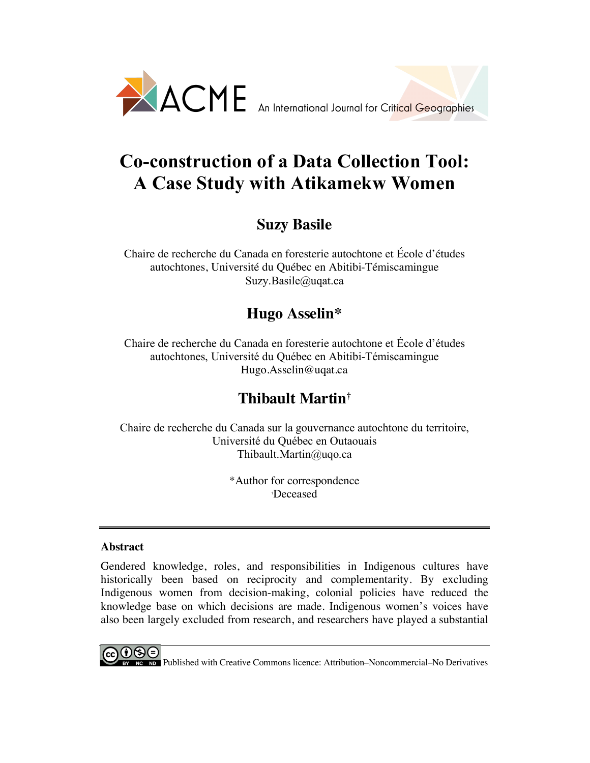ACME An International Journal for Critical Geographies

# Co-construction of a Data Collection Tool: A Case Study with Atikamekw Women

## Suzy Basile

Chaire de recherche du Canada en foresterie autochtone et École d'études autochtones, Université du Québec en Abitibi-Témiscamingue
Suzy.Basile@uqat.ca

## Hugo Asselin*

Chaire de recherche du Canada en foresterie autochtone et École d'études autochtones, Université du Québec en Abitibi-Témiscamingue
Hugo.Asselin@uqat.ca

## Thibault Martin†

Chaire de recherche du Canada sur la gouvernance autochtone du territoire, Université du Québec en Outaouais
Thibault.Martin@uqo.ca

*Author for correspondence
†Deceased

---

**Abstract**

Gendered knowledge, roles, and responsibilities in Indigenous cultures have historically been based on reciprocity and complementarity. By excluding Indigenous women from decision-making, colonial policies have reduced the knowledge base on which decisions are made. Indigenous women's voices have also been largely excluded from research, and researchers have played a substantial

---

Published with Creative Commons licence: Attribution–Noncommercial–No Derivatives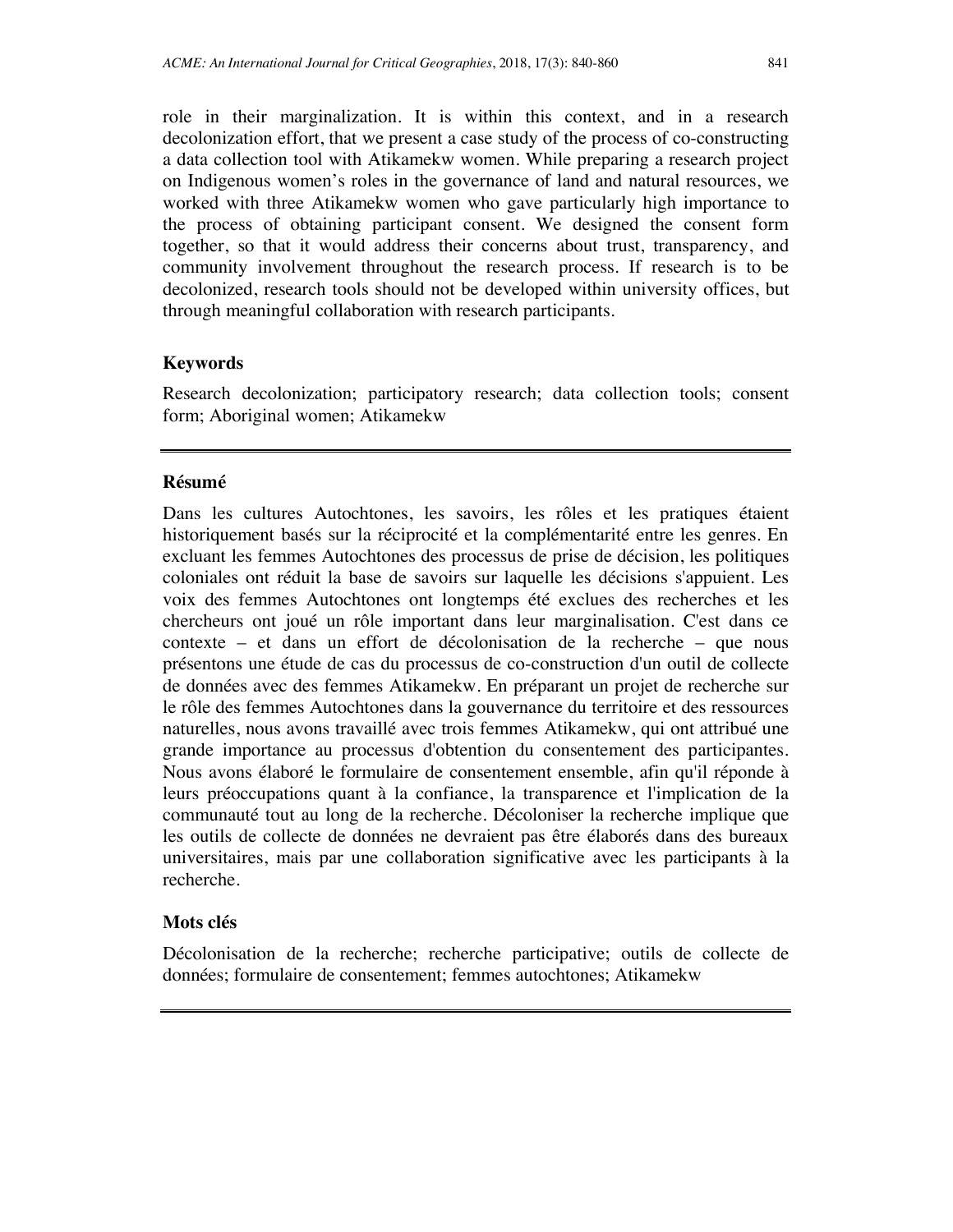role in their marginalization. It is within this context, and in a research decolonization effort, that we present a case study of the process of co-constructing a data collection tool with Atikamekw women. While preparing a research project on Indigenous women's roles in the governance of land and natural resources, we worked with three Atikamekw women who gave particularly high importance to the process of obtaining participant consent. We designed the consent form together, so that it would address their concerns about trust, transparency, and community involvement throughout the research process. If research is to be decolonized, research tools should not be developed within university offices, but through meaningful collaboration with research participants.

### Keywords

Research decolonization; participatory research; data collection tools; consent form; Aboriginal women; Atikamekw

---

### Résumé

Dans les cultures Autochtones, les savoirs, les rôles et les pratiques étaient historiquement basés sur la réciprocité et la complémentarité entre les genres. En excluant les femmes Autochtones des processus de prise de décision, les politiques coloniales ont réduit la base de savoirs sur laquelle les décisions s'appuient. Les voix des femmes Autochtones ont longtemps été exclues des recherches et les chercheurs ont joué un rôle important dans leur marginalisation. C'est dans ce contexte – et dans un effort de décolonisation de la recherche – que nous présentons une étude de cas du processus de co-construction d'un outil de collecte de données avec des femmes Atikamekw. En préparant un projet de recherche sur le rôle des femmes Autochtones dans la gouvernance du territoire et des ressources naturelles, nous avons travaillé avec trois femmes Atikamekw, qui ont attribué une grande importance au processus d'obtention du consentement des participantes. Nous avons élaboré le formulaire de consentement ensemble, afin qu'il réponde à leurs préoccupations quant à la confiance, la transparence et l'implication de la communauté tout au long de la recherche. Décoloniser la recherche implique que les outils de collecte de données ne devraient pas être élaborés dans des bureaux universitaires, mais par une collaboration significative avec les participants à la recherche.

### Mots clés

Décolonisation de la recherche; recherche participative; outils de collecte de données; formulaire de consentement; femmes autochtones; Atikamekw

---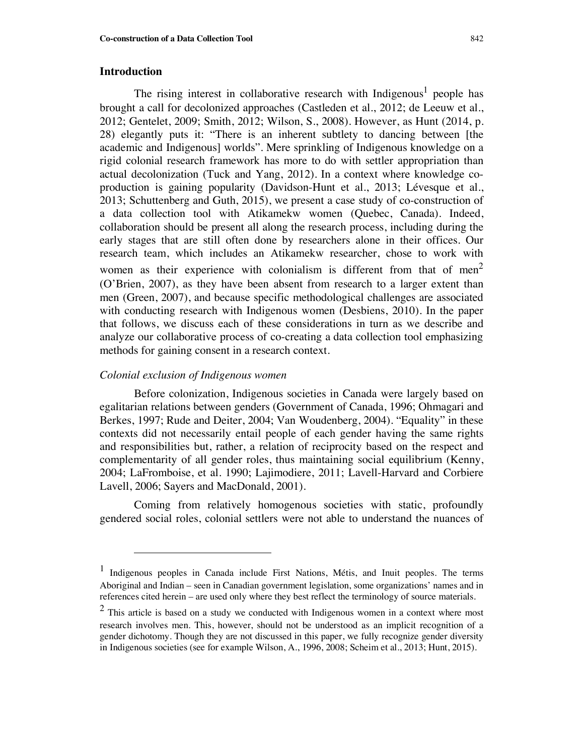## Introduction

The rising interest in collaborative research with Indigenous[1] people has brought a call for decolonized approaches (Castleden et al., 2012; de Leeuw et al., 2012; Gentelet, 2009; Smith, 2012; Wilson, S., 2008). However, as Hunt (2014, p. 28) elegantly puts it: "There is an inherent subtlety to dancing between [the academic and Indigenous] worlds". Mere sprinkling of Indigenous knowledge on a rigid colonial research framework has more to do with settler appropriation than actual decolonization (Tuck and Yang, 2012). In a context where knowledge co-production is gaining popularity (Davidson-Hunt et al., 2013; Lévesque et al., 2013; Schuttenberg and Guth, 2015), we present a case study of co-construction of a data collection tool with Atikamekw women (Quebec, Canada). Indeed, collaboration should be present all along the research process, including during the early stages that are still often done by researchers alone in their offices. Our research team, which includes an Atikamekw researcher, chose to work with women as their experience with colonialism is different from that of men[2] (O'Brien, 2007), as they have been absent from research to a larger extent than men (Green, 2007), and because specific methodological challenges are associated with conducting research with Indigenous women (Desbiens, 2010). In the paper that follows, we discuss each of these considerations in turn as we describe and analyze our collaborative process of co-creating a data collection tool emphasizing methods for gaining consent in a research context.

### *Colonial exclusion of Indigenous women*

Before colonization, Indigenous societies in Canada were largely based on egalitarian relations between genders (Government of Canada, 1996; Ohmagari and Berkes, 1997; Rude and Deiter, 2004; Van Woudenberg, 2004). "Equality" in these contexts did not necessarily entail people of each gender having the same rights and responsibilities but, rather, a relation of reciprocity based on the respect and complementarity of all gender roles, thus maintaining social equilibrium (Kenny, 2004; LaFromboise, et al. 1990; Lajimodiere, 2011; Lavell-Harvard and Corbiere Lavell, 2006; Sayers and MacDonald, 2001).

Coming from relatively homogenous societies with static, profoundly gendered social roles, colonial settlers were not able to understand the nuances of

---

[1] Indigenous peoples in Canada include First Nations, Métis, and Inuit peoples. The terms Aboriginal and Indian – seen in Canadian government legislation, some organizations' names and in references cited herein – are used only where they best reflect the terminology of source materials.

[2] This article is based on a study we conducted with Indigenous women in a context where most research involves men. This, however, should not be understood as an implicit recognition of a gender dichotomy. Though they are not discussed in this paper, we fully recognize gender diversity in Indigenous societies (see for example Wilson, A., 1996, 2008; Scheim et al., 2013; Hunt, 2015).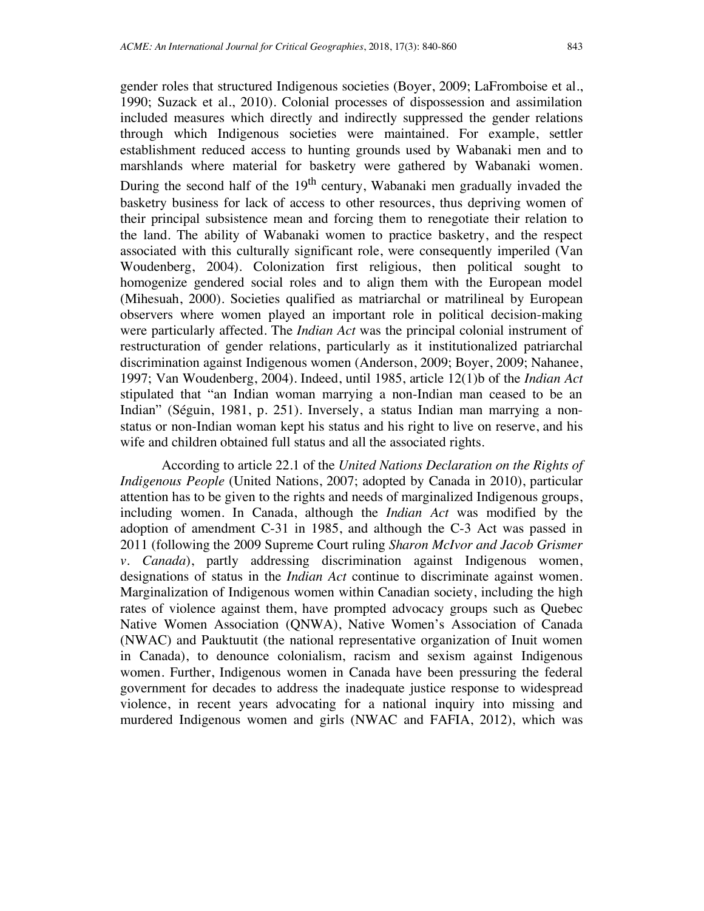gender roles that structured Indigenous societies (Boyer, 2009; LaFromboise et al., 1990; Suzack et al., 2010). Colonial processes of dispossession and assimilation included measures which directly and indirectly suppressed the gender relations through which Indigenous societies were maintained. For example, settler establishment reduced access to hunting grounds used by Wabanaki men and to marshlands where material for basketry were gathered by Wabanaki women. During the second half of the 19th century, Wabanaki men gradually invaded the basketry business for lack of access to other resources, thus depriving women of their principal subsistence mean and forcing them to renegotiate their relation to the land. The ability of Wabanaki women to practice basketry, and the respect associated with this culturally significant role, were consequently imperiled (Van Woudenberg, 2004). Colonization first religious, then political sought to homogenize gendered social roles and to align them with the European model (Mihesuah, 2000). Societies qualified as matriarchal or matrilineal by European observers where women played an important role in political decision-making were particularly affected. The *Indian Act* was the principal colonial instrument of restructuration of gender relations, particularly as it institutionalized patriarchal discrimination against Indigenous women (Anderson, 2009; Boyer, 2009; Nahanee, 1997; Van Woudenberg, 2004). Indeed, until 1985, article 12(1)b of the *Indian Act* stipulated that "an Indian woman marrying a non-Indian man ceased to be an Indian" (Séguin, 1981, p. 251). Inversely, a status Indian man marrying a non-status or non-Indian woman kept his status and his right to live on reserve, and his wife and children obtained full status and all the associated rights.

According to article 22.1 of the *United Nations Declaration on the Rights of Indigenous People* (United Nations, 2007; adopted by Canada in 2010), particular attention has to be given to the rights and needs of marginalized Indigenous groups, including women. In Canada, although the *Indian Act* was modified by the adoption of amendment C-31 in 1985, and although the C-3 Act was passed in 2011 (following the 2009 Supreme Court ruling *Sharon McIvor and Jacob Grismer v. Canada*), partly addressing discrimination against Indigenous women, designations of status in the *Indian Act* continue to discriminate against women. Marginalization of Indigenous women within Canadian society, including the high rates of violence against them, have prompted advocacy groups such as Quebec Native Women Association (QNWA), Native Women's Association of Canada (NWAC) and Pauktuutit (the national representative organization of Inuit women in Canada), to denounce colonialism, racism and sexism against Indigenous women. Further, Indigenous women in Canada have been pressuring the federal government for decades to address the inadequate justice response to widespread violence, in recent years advocating for a national inquiry into missing and murdered Indigenous women and girls (NWAC and FAFIA, 2012), which was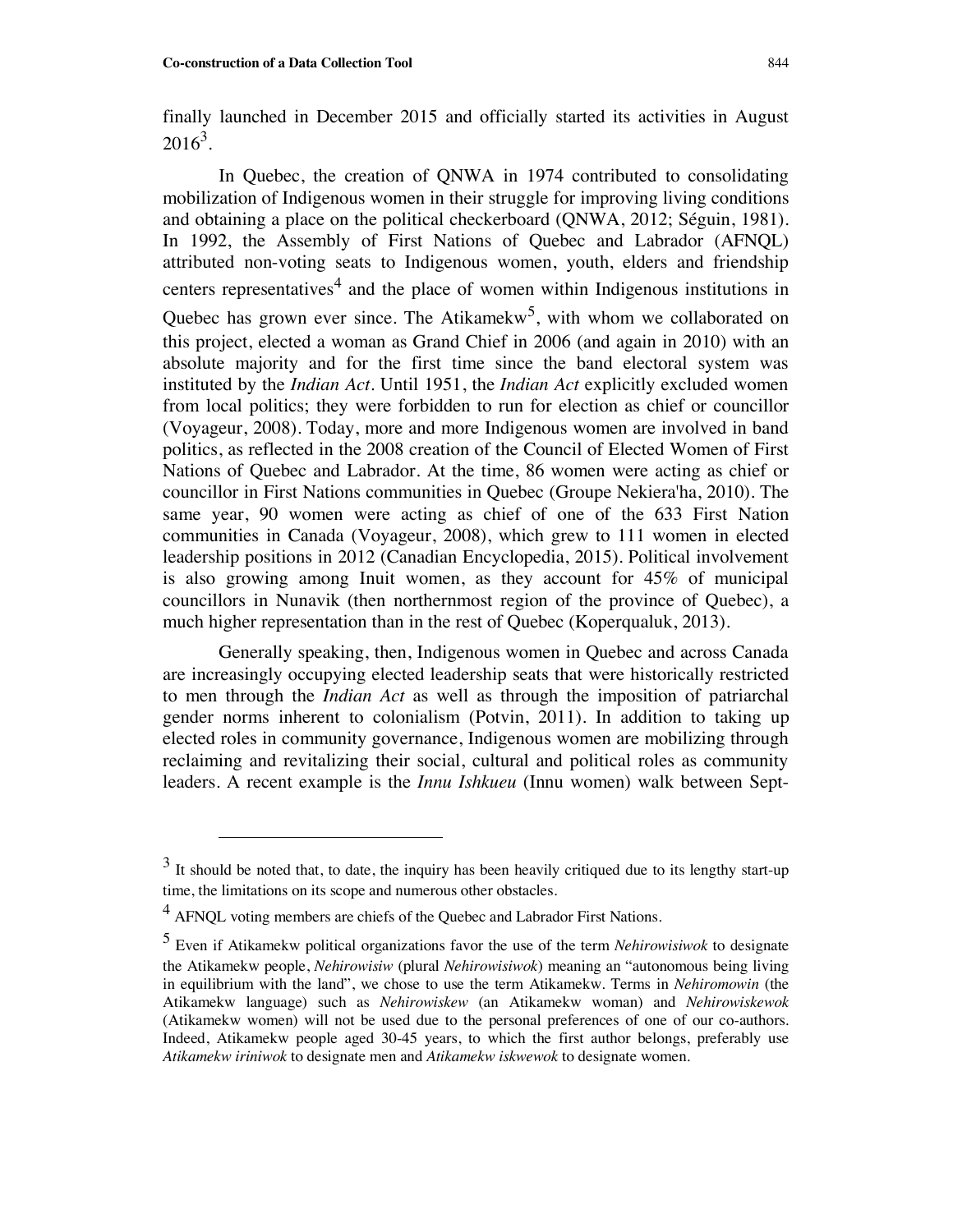finally launched in December 2015 and officially started its activities in August 2016[3].

In Quebec, the creation of QNWA in 1974 contributed to consolidating mobilization of Indigenous women in their struggle for improving living conditions and obtaining a place on the political checkerboard (QNWA, 2012; Séguin, 1981). In 1992, the Assembly of First Nations of Quebec and Labrador (AFNQL) attributed non-voting seats to Indigenous women, youth, elders and friendship centers representatives[4] and the place of women within Indigenous institutions in Quebec has grown ever since. The Atikamekw[5], with whom we collaborated on this project, elected a woman as Grand Chief in 2006 (and again in 2010) with an absolute majority and for the first time since the band electoral system was instituted by the *Indian Act*. Until 1951, the *Indian Act* explicitly excluded women from local politics; they were forbidden to run for election as chief or councillor (Voyageur, 2008). Today, more and more Indigenous women are involved in band politics, as reflected in the 2008 creation of the Council of Elected Women of First Nations of Quebec and Labrador. At the time, 86 women were acting as chief or councillor in First Nations communities in Quebec (Groupe Nekiera'ha, 2010). The same year, 90 women were acting as chief of one of the 633 First Nation communities in Canada (Voyageur, 2008), which grew to 111 women in elected leadership positions in 2012 (Canadian Encyclopedia, 2015). Political involvement is also growing among Inuit women, as they account for 45% of municipal councillors in Nunavik (then northernmost region of the province of Quebec), a much higher representation than in the rest of Quebec (Koperqualuk, 2013).

Generally speaking, then, Indigenous women in Quebec and across Canada are increasingly occupying elected leadership seats that were historically restricted to men through the *Indian Act* as well as through the imposition of patriarchal gender norms inherent to colonialism (Potvin, 2011). In addition to taking up elected roles in community governance, Indigenous women are mobilizing through reclaiming and revitalizing their social, cultural and political roles as community leaders. A recent example is the *Innu Ishkueu* (Innu women) walk between Sept-

---

[3] It should be noted that, to date, the inquiry has been heavily critiqued due to its lengthy start-up time, the limitations on its scope and numerous other obstacles.

[4] AFNQL voting members are chiefs of the Quebec and Labrador First Nations.

[5] Even if Atikamekw political organizations favor the use of the term *Nehirowisiwok* to designate the Atikamekw people, *Nehirowisiw* (plural *Nehirowisiwok*) meaning an "autonomous being living in equilibrium with the land", we chose to use the term Atikamekw. Terms in *Nehiromowin* (the Atikamekw language) such as *Nehirowiskew* (an Atikamekw woman) and *Nehirowiskewok* (Atikamekw women) will not be used due to the personal preferences of one of our co-authors. Indeed, Atikamekw people aged 30-45 years, to which the first author belongs, preferably use *Atikamekw iriniwok* to designate men and *Atikamekw iskwewok* to designate women.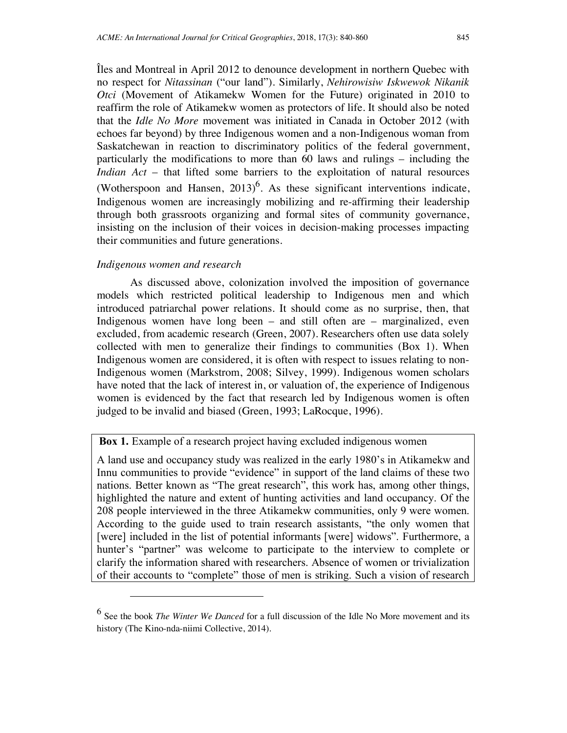Îles and Montreal in April 2012 to denounce development in northern Quebec with no respect for *Nitassinan* ("our land"). Similarly, *Nehirowisiw Iskwewok Nikanik Otci* (Movement of Atikamekw Women for the Future) originated in 2010 to reaffirm the role of Atikamekw women as protectors of life. It should also be noted that the *Idle No More* movement was initiated in Canada in October 2012 (with echoes far beyond) by three Indigenous women and a non-Indigenous woman from Saskatchewan in reaction to discriminatory politics of the federal government, particularly the modifications to more than 60 laws and rulings – including the *Indian Act* – that lifted some barriers to the exploitation of natural resources (Wotherspoon and Hansen, 2013)[6]. As these significant interventions indicate, Indigenous women are increasingly mobilizing and re-affirming their leadership through both grassroots organizing and formal sites of community governance, insisting on the inclusion of their voices in decision-making processes impacting their communities and future generations.

### *Indigenous women and research*

As discussed above, colonization involved the imposition of governance models which restricted political leadership to Indigenous men and which introduced patriarchal power relations. It should come as no surprise, then, that Indigenous women have long been – and still often are – marginalized, even excluded, from academic research (Green, 2007). Researchers often use data solely collected with men to generalize their findings to communities (Box 1). When Indigenous women are considered, it is often with respect to issues relating to non-Indigenous women (Markstrom, 2008; Silvey, 1999). Indigenous women scholars have noted that the lack of interest in, or valuation of, the experience of Indigenous women is evidenced by the fact that research led by Indigenous women is often judged to be invalid and biased (Green, 1993; LaRocque, 1996).

**Box 1.** Example of a research project having excluded indigenous women

A land use and occupancy study was realized in the early 1980's in Atikamekw and Innu communities to provide "evidence" in support of the land claims of these two nations. Better known as "The great research", this work has, among other things, highlighted the nature and extent of hunting activities and land occupancy. Of the 208 people interviewed in the three Atikamekw communities, only 9 were women. According to the guide used to train research assistants, "the only women that [were] included in the list of potential informants [were] widows". Furthermore, a hunter's "partner" was welcome to participate to the interview to complete or clarify the information shared with researchers. Absence of women or trivialization of their accounts to "complete" those of men is striking. Such a vision of research

---

[6] See the book *The Winter We Danced* for a full discussion of the Idle No More movement and its history (The Kino-nda-niimi Collective, 2014).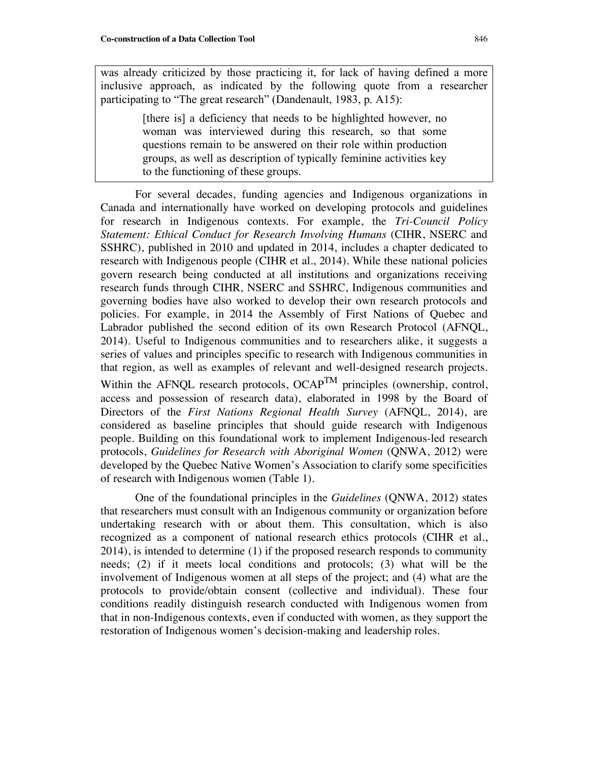was already criticized by those practicing it, for lack of having defined a more inclusive approach, as indicated by the following quote from a researcher participating to "The great research" (Dandenault, 1983, p. A15):

> [there is] a deficiency that needs to be highlighted however, no woman was interviewed during this research, so that some questions remain to be answered on their role within production groups, as well as description of typically feminine activities key to the functioning of these groups.

For several decades, funding agencies and Indigenous organizations in Canada and internationally have worked on developing protocols and guidelines for research in Indigenous contexts. For example, the *Tri-Council Policy Statement: Ethical Conduct for Research Involving Humans* (CIHR, NSERC and SSHRC), published in 2010 and updated in 2014, includes a chapter dedicated to research with Indigenous people (CIHR et al., 2014). While these national policies govern research being conducted at all institutions and organizations receiving research funds through CIHR, NSERC and SSHRC, Indigenous communities and governing bodies have also worked to develop their own research protocols and policies. For example, in 2014 the Assembly of First Nations of Quebec and Labrador published the second edition of its own Research Protocol (AFNQL, 2014). Useful to Indigenous communities and to researchers alike, it suggests a series of values and principles specific to research with Indigenous communities in that region, as well as examples of relevant and well-designed research projects. Within the AFNQL research protocols, OCAP™ principles (ownership, control, access and possession of research data), elaborated in 1998 by the Board of Directors of the *First Nations Regional Health Survey* (AFNQL, 2014), are considered as baseline principles that should guide research with Indigenous people. Building on this foundational work to implement Indigenous-led research protocols, *Guidelines for Research with Aboriginal Women* (QNWA, 2012) were developed by the Quebec Native Women's Association to clarify some specificities of research with Indigenous women (Table 1).

One of the foundational principles in the *Guidelines* (QNWA, 2012) states that researchers must consult with an Indigenous community or organization before undertaking research with or about them. This consultation, which is also recognized as a component of national research ethics protocols (CIHR et al., 2014), is intended to determine (1) if the proposed research responds to community needs; (2) if it meets local conditions and protocols; (3) what will be the involvement of Indigenous women at all steps of the project; and (4) what are the protocols to provide/obtain consent (collective and individual). These four conditions readily distinguish research conducted with Indigenous women from that in non-Indigenous contexts, even if conducted with women, as they support the restoration of Indigenous women's decision-making and leadership roles.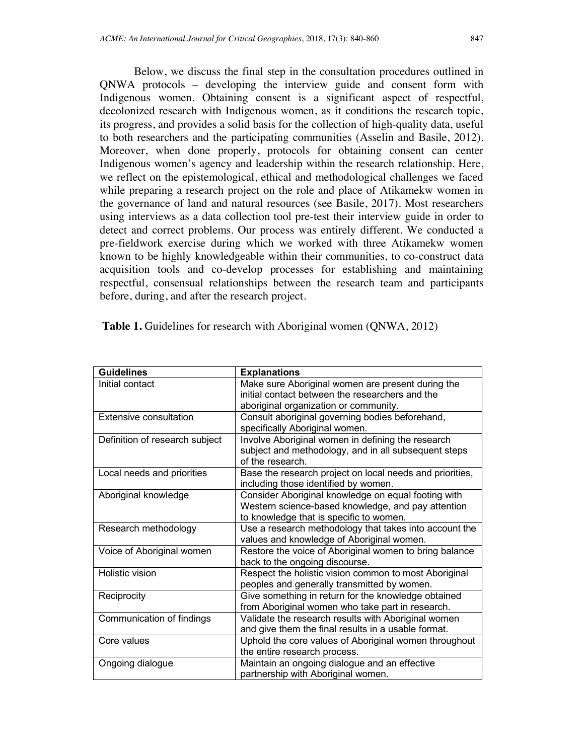Below, we discuss the final step in the consultation procedures outlined in QNWA protocols – developing the interview guide and consent form with Indigenous women. Obtaining consent is a significant aspect of respectful, decolonized research with Indigenous women, as it conditions the research topic, its progress, and provides a solid basis for the collection of high-quality data, useful to both researchers and the participating communities (Asselin and Basile, 2012). Moreover, when done properly, protocols for obtaining consent can center Indigenous women's agency and leadership within the research relationship. Here, we reflect on the epistemological, ethical and methodological challenges we faced while preparing a research project on the role and place of Atikamekw women in the governance of land and natural resources (see Basile, 2017). Most researchers using interviews as a data collection tool pre-test their interview guide in order to detect and correct problems. Our process was entirely different. We conducted a pre-fieldwork exercise during which we worked with three Atikamekw women known to be highly knowledgeable within their communities, to co-construct data acquisition tools and co-develop processes for establishing and maintaining respectful, consensual relationships between the research team and participants before, during, and after the research project.

**Table 1.** Guidelines for research with Aboriginal women (QNWA, 2012)

| Guidelines | Explanations |
|---|---|
| Initial contact | Make sure Aboriginal women are present during the initial contact between the researchers and the aboriginal organization or community. |
| Extensive consultation | Consult aboriginal governing bodies beforehand, specifically Aboriginal women. |
| Definition of research subject | Involve Aboriginal women in defining the research subject and methodology, and in all subsequent steps of the research. |
| Local needs and priorities | Base the research project on local needs and priorities, including those identified by women. |
| Aboriginal knowledge | Consider Aboriginal knowledge on equal footing with Western science-based knowledge, and pay attention to knowledge that is specific to women. |
| Research methodology | Use a research methodology that takes into account the values and knowledge of Aboriginal women. |
| Voice of Aboriginal women | Restore the voice of Aboriginal women to bring balance back to the ongoing discourse. |
| Holistic vision | Respect the holistic vision common to most Aboriginal peoples and generally transmitted by women. |
| Reciprocity | Give something in return for the knowledge obtained from Aboriginal women who take part in research. |
| Communication of findings | Validate the research results with Aboriginal women and give them the final results in a usable format. |
| Core values | Uphold the core values of Aboriginal women throughout the entire research process. |
| Ongoing dialogue | Maintain an ongoing dialogue and an effective partnership with Aboriginal women. |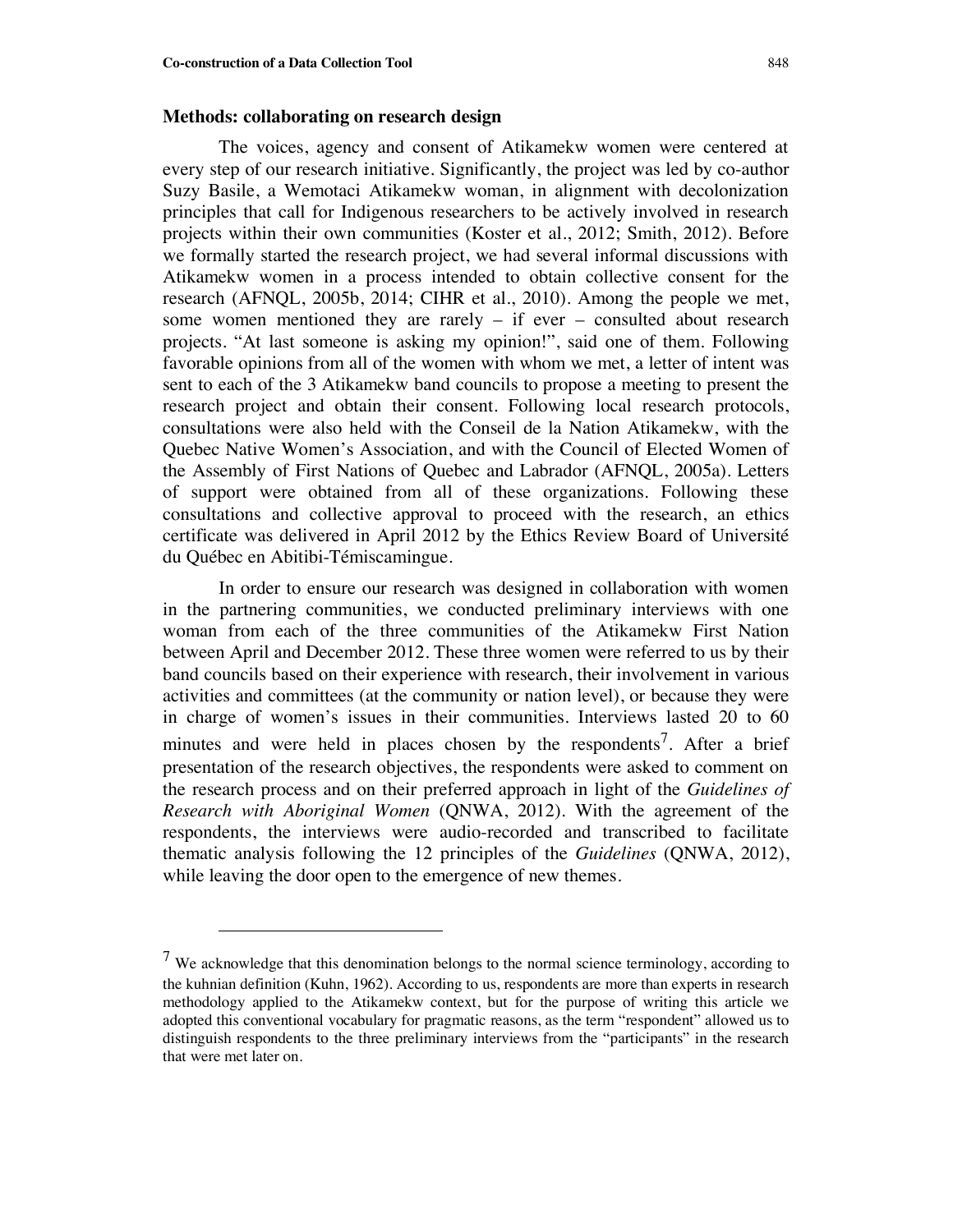## Methods: collaborating on research design

The voices, agency and consent of Atikamekw women were centered at every step of our research initiative. Significantly, the project was led by co-author Suzy Basile, a Wemotaci Atikamekw woman, in alignment with decolonization principles that call for Indigenous researchers to be actively involved in research projects within their own communities (Koster et al., 2012; Smith, 2012). Before we formally started the research project, we had several informal discussions with Atikamekw women in a process intended to obtain collective consent for the research (AFNQL, 2005b, 2014; CIHR et al., 2010). Among the people we met, some women mentioned they are rarely – if ever – consulted about research projects. "At last someone is asking my opinion!", said one of them. Following favorable opinions from all of the women with whom we met, a letter of intent was sent to each of the 3 Atikamekw band councils to propose a meeting to present the research project and obtain their consent. Following local research protocols, consultations were also held with the Conseil de la Nation Atikamekw, with the Quebec Native Women's Association, and with the Council of Elected Women of the Assembly of First Nations of Quebec and Labrador (AFNQL, 2005a). Letters of support were obtained from all of these organizations. Following these consultations and collective approval to proceed with the research, an ethics certificate was delivered in April 2012 by the Ethics Review Board of Université du Québec en Abitibi-Témiscamingue.

In order to ensure our research was designed in collaboration with women in the partnering communities, we conducted preliminary interviews with one woman from each of the three communities of the Atikamekw First Nation between April and December 2012. These three women were referred to us by their band councils based on their experience with research, their involvement in various activities and committees (at the community or nation level), or because they were in charge of women's issues in their communities. Interviews lasted 20 to 60 minutes and were held in places chosen by the respondents[7]. After a brief presentation of the research objectives, the respondents were asked to comment on the research process and on their preferred approach in light of the *Guidelines of Research with Aboriginal Women* (QNWA, 2012). With the agreement of the respondents, the interviews were audio-recorded and transcribed to facilitate thematic analysis following the 12 principles of the *Guidelines* (QNWA, 2012), while leaving the door open to the emergence of new themes.

[7] We acknowledge that this denomination belongs to the normal science terminology, according to the kuhnian definition (Kuhn, 1962). According to us, respondents are more than experts in research methodology applied to the Atikamekw context, but for the purpose of writing this article we adopted this conventional vocabulary for pragmatic reasons, as the term "respondent" allowed us to distinguish respondents to the three preliminary interviews from the "participants" in the research that were met later on.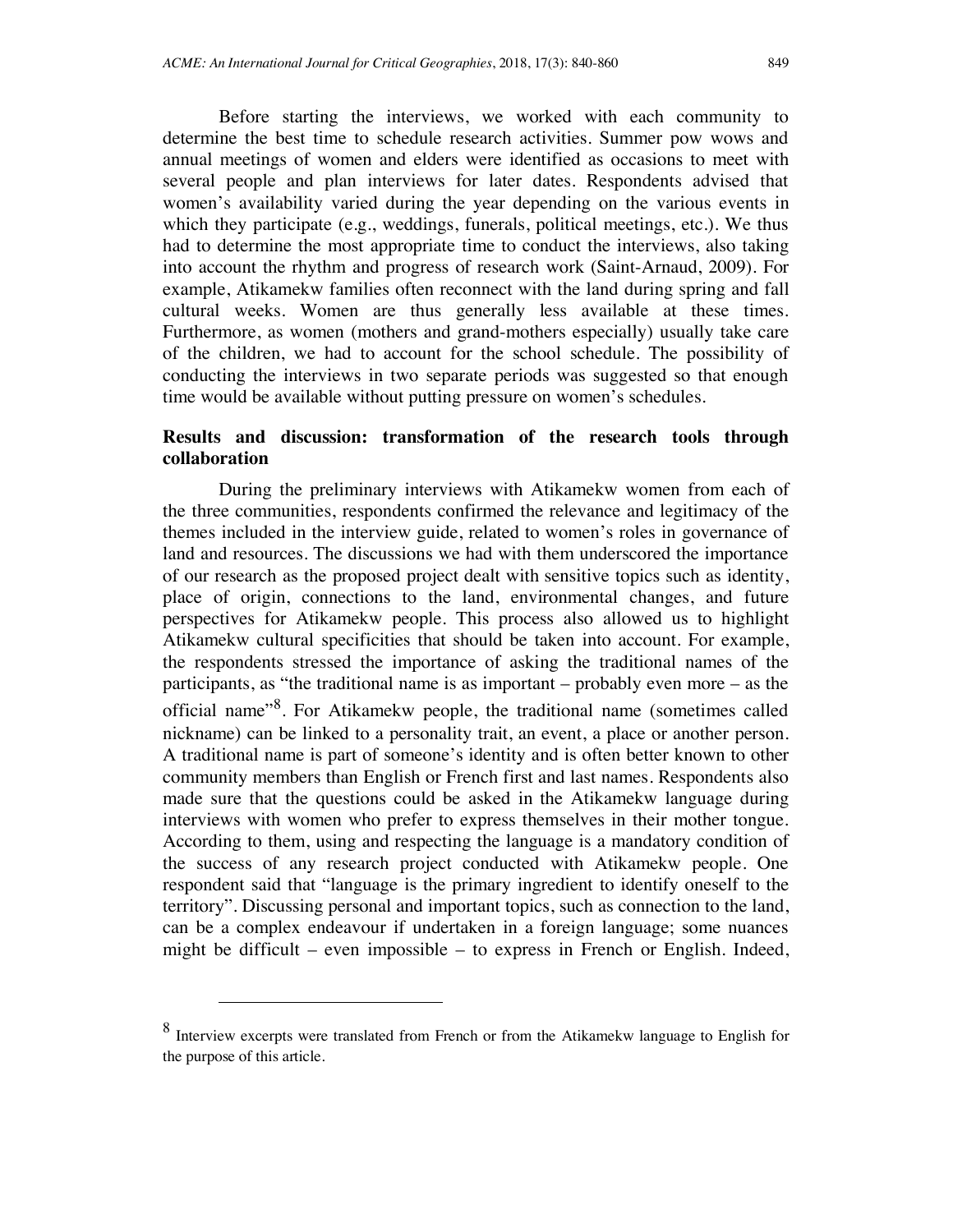Before starting the interviews, we worked with each community to determine the best time to schedule research activities. Summer pow wows and annual meetings of women and elders were identified as occasions to meet with several people and plan interviews for later dates. Respondents advised that women's availability varied during the year depending on the various events in which they participate (e.g., weddings, funerals, political meetings, etc.). We thus had to determine the most appropriate time to conduct the interviews, also taking into account the rhythm and progress of research work (Saint-Arnaud, 2009). For example, Atikamekw families often reconnect with the land during spring and fall cultural weeks. Women are thus generally less available at these times. Furthermore, as women (mothers and grand-mothers especially) usually take care of the children, we had to account for the school schedule. The possibility of conducting the interviews in two separate periods was suggested so that enough time would be available without putting pressure on women's schedules.

## Results and discussion: transformation of the research tools through collaboration

During the preliminary interviews with Atikamekw women from each of the three communities, respondents confirmed the relevance and legitimacy of the themes included in the interview guide, related to women's roles in governance of land and resources. The discussions we had with them underscored the importance of our research as the proposed project dealt with sensitive topics such as identity, place of origin, connections to the land, environmental changes, and future perspectives for Atikamekw people. This process also allowed us to highlight Atikamekw cultural specificities that should be taken into account. For example, the respondents stressed the importance of asking the traditional names of the participants, as "the traditional name is as important – probably even more – as the official name"[8]. For Atikamekw people, the traditional name (sometimes called nickname) can be linked to a personality trait, an event, a place or another person. A traditional name is part of someone's identity and is often better known to other community members than English or French first and last names. Respondents also made sure that the questions could be asked in the Atikamekw language during interviews with women who prefer to express themselves in their mother tongue. According to them, using and respecting the language is a mandatory condition of the success of any research project conducted with Atikamekw people. One respondent said that "language is the primary ingredient to identify oneself to the territory". Discussing personal and important topics, such as connection to the land, can be a complex endeavour if undertaken in a foreign language; some nuances might be difficult – even impossible – to express in French or English. Indeed,

[8] Interview excerpts were translated from French or from the Atikamekw language to English for the purpose of this article.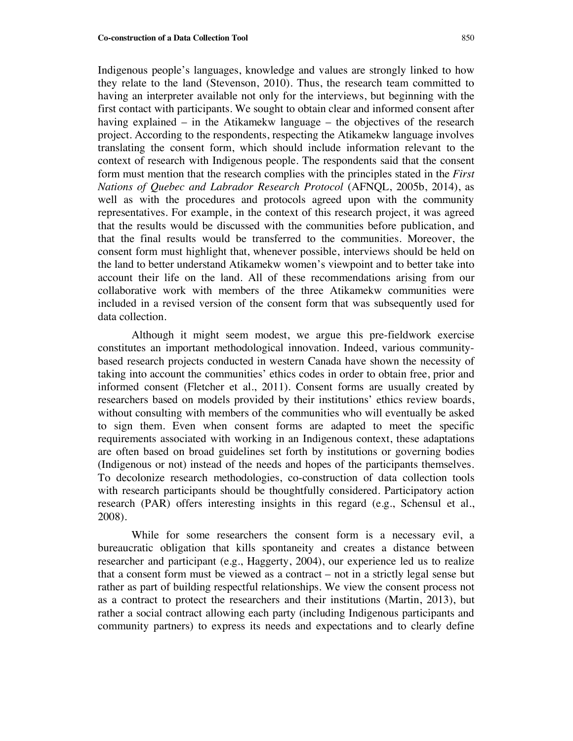Indigenous people's languages, knowledge and values are strongly linked to how they relate to the land (Stevenson, 2010). Thus, the research team committed to having an interpreter available not only for the interviews, but beginning with the first contact with participants. We sought to obtain clear and informed consent after having explained – in the Atikamekw language – the objectives of the research project. According to the respondents, respecting the Atikamekw language involves translating the consent form, which should include information relevant to the context of research with Indigenous people. The respondents said that the consent form must mention that the research complies with the principles stated in the *First Nations of Quebec and Labrador Research Protocol* (AFNQL, 2005b, 2014), as well as with the procedures and protocols agreed upon with the community representatives. For example, in the context of this research project, it was agreed that the results would be discussed with the communities before publication, and that the final results would be transferred to the communities. Moreover, the consent form must highlight that, whenever possible, interviews should be held on the land to better understand Atikamekw women's viewpoint and to better take into account their life on the land. All of these recommendations arising from our collaborative work with members of the three Atikamekw communities were included in a revised version of the consent form that was subsequently used for data collection.

Although it might seem modest, we argue this pre-fieldwork exercise constitutes an important methodological innovation. Indeed, various community-based research projects conducted in western Canada have shown the necessity of taking into account the communities' ethics codes in order to obtain free, prior and informed consent (Fletcher et al., 2011). Consent forms are usually created by researchers based on models provided by their institutions' ethics review boards, without consulting with members of the communities who will eventually be asked to sign them. Even when consent forms are adapted to meet the specific requirements associated with working in an Indigenous context, these adaptations are often based on broad guidelines set forth by institutions or governing bodies (Indigenous or not) instead of the needs and hopes of the participants themselves. To decolonize research methodologies, co-construction of data collection tools with research participants should be thoughtfully considered. Participatory action research (PAR) offers interesting insights in this regard (e.g., Schensul et al., 2008).

While for some researchers the consent form is a necessary evil, a bureaucratic obligation that kills spontaneity and creates a distance between researcher and participant (e.g., Haggerty, 2004), our experience led us to realize that a consent form must be viewed as a contract – not in a strictly legal sense but rather as part of building respectful relationships. We view the consent process not as a contract to protect the researchers and their institutions (Martin, 2013), but rather a social contract allowing each party (including Indigenous participants and community partners) to express its needs and expectations and to clearly define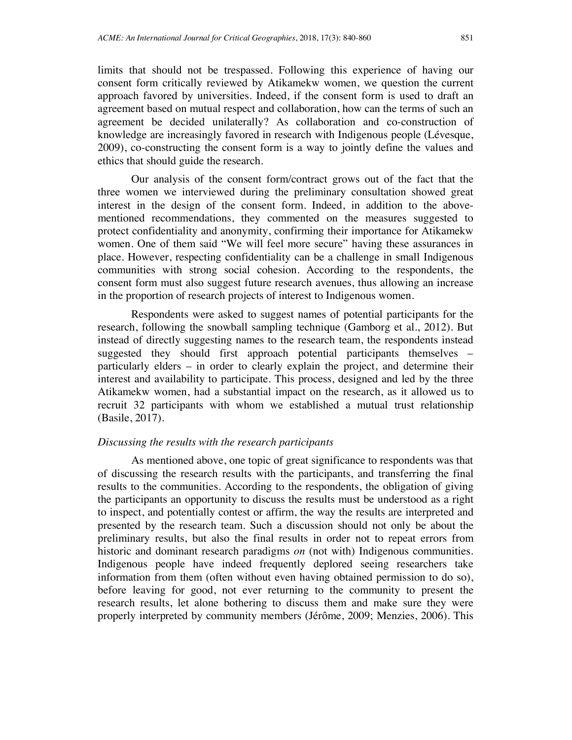limits that should not be trespassed. Following this experience of having our consent form critically reviewed by Atikamekw women, we question the current approach favored by universities. Indeed, if the consent form is used to draft an agreement based on mutual respect and collaboration, how can the terms of such an agreement be decided unilaterally? As collaboration and co-construction of knowledge are increasingly favored in research with Indigenous people (Lévesque, 2009), co-constructing the consent form is a way to jointly define the values and ethics that should guide the research.

Our analysis of the consent form/contract grows out of the fact that the three women we interviewed during the preliminary consultation showed great interest in the design of the consent form. Indeed, in addition to the above-mentioned recommendations, they commented on the measures suggested to protect confidentiality and anonymity, confirming their importance for Atikamekw women. One of them said "We will feel more secure" having these assurances in place. However, respecting confidentiality can be a challenge in small Indigenous communities with strong social cohesion. According to the respondents, the consent form must also suggest future research avenues, thus allowing an increase in the proportion of research projects of interest to Indigenous women.

Respondents were asked to suggest names of potential participants for the research, following the snowball sampling technique (Gamborg et al., 2012). But instead of directly suggesting names to the research team, the respondents instead suggested they should first approach potential participants themselves – particularly elders – in order to clearly explain the project, and determine their interest and availability to participate. This process, designed and led by the three Atikamekw women, had a substantial impact on the research, as it allowed us to recruit 32 participants with whom we established a mutual trust relationship (Basile, 2017).

*Discussing the results with the research participants*

As mentioned above, one topic of great significance to respondents was that of discussing the research results with the participants, and transferring the final results to the communities. According to the respondents, the obligation of giving the participants an opportunity to discuss the results must be understood as a right to inspect, and potentially contest or affirm, the way the results are interpreted and presented by the research team. Such a discussion should not only be about the preliminary results, but also the final results in order not to repeat errors from historic and dominant research paradigms *on* (not with) Indigenous communities. Indigenous people have indeed frequently deplored seeing researchers take information from them (often without even having obtained permission to do so), before leaving for good, not ever returning to the community to present the research results, let alone bothering to discuss them and make sure they were properly interpreted by community members (Jérôme, 2009; Menzies, 2006). This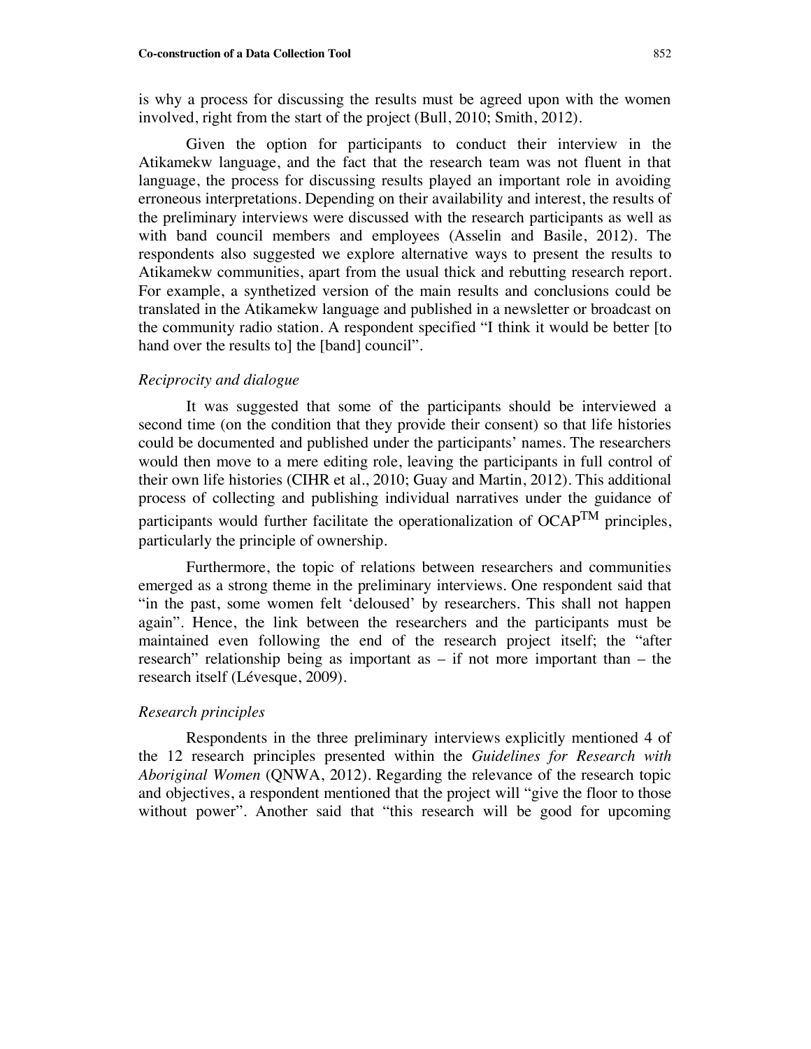is why a process for discussing the results must be agreed upon with the women involved, right from the start of the project (Bull, 2010; Smith, 2012).

Given the option for participants to conduct their interview in the Atikamekw language, and the fact that the research team was not fluent in that language, the process for discussing results played an important role in avoiding erroneous interpretations. Depending on their availability and interest, the results of the preliminary interviews were discussed with the research participants as well as with band council members and employees (Asselin and Basile, 2012). The respondents also suggested we explore alternative ways to present the results to Atikamekw communities, apart from the usual thick and rebutting research report. For example, a synthetized version of the main results and conclusions could be translated in the Atikamekw language and published in a newsletter or broadcast on the community radio station. A respondent specified "I think it would be better [to hand over the results to] the [band] council".

### *Reciprocity and dialogue*

It was suggested that some of the participants should be interviewed a second time (on the condition that they provide their consent) so that life histories could be documented and published under the participants' names. The researchers would then move to a mere editing role, leaving the participants in full control of their own life histories (CIHR et al., 2010; Guay and Martin, 2012). This additional process of collecting and publishing individual narratives under the guidance of participants would further facilitate the operationalization of OCAP™ principles, particularly the principle of ownership.

Furthermore, the topic of relations between researchers and communities emerged as a strong theme in the preliminary interviews. One respondent said that "in the past, some women felt 'deloused' by researchers. This shall not happen again". Hence, the link between the researchers and the participants must be maintained even following the end of the research project itself; the "after research" relationship being as important as – if not more important than – the research itself (Lévesque, 2009).

### *Research principles*

Respondents in the three preliminary interviews explicitly mentioned 4 of the 12 research principles presented within the *Guidelines for Research with Aboriginal Women* (QNWA, 2012). Regarding the relevance of the research topic and objectives, a respondent mentioned that the project will "give the floor to those without power". Another said that "this research will be good for upcoming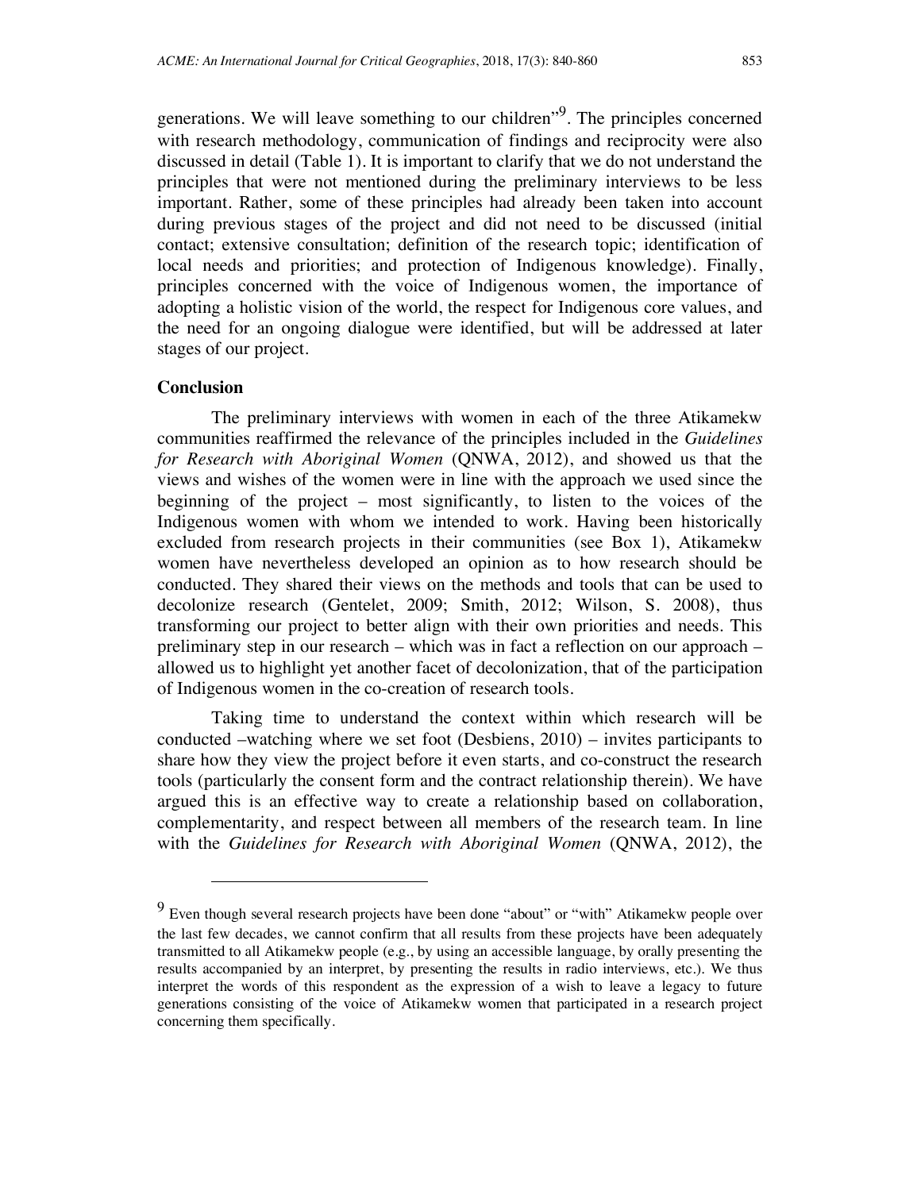generations. We will leave something to our children"[9]. The principles concerned with research methodology, communication of findings and reciprocity were also discussed in detail (Table 1). It is important to clarify that we do not understand the principles that were not mentioned during the preliminary interviews to be less important. Rather, some of these principles had already been taken into account during previous stages of the project and did not need to be discussed (initial contact; extensive consultation; definition of the research topic; identification of local needs and priorities; and protection of Indigenous knowledge). Finally, principles concerned with the voice of Indigenous women, the importance of adopting a holistic vision of the world, the respect for Indigenous core values, and the need for an ongoing dialogue were identified, but will be addressed at later stages of our project.

## Conclusion

The preliminary interviews with women in each of the three Atikamekw communities reaffirmed the relevance of the principles included in the *Guidelines for Research with Aboriginal Women* (QNWA, 2012), and showed us that the views and wishes of the women were in line with the approach we used since the beginning of the project – most significantly, to listen to the voices of the Indigenous women with whom we intended to work. Having been historically excluded from research projects in their communities (see Box 1), Atikamekw women have nevertheless developed an opinion as to how research should be conducted. They shared their views on the methods and tools that can be used to decolonize research (Gentelet, 2009; Smith, 2012; Wilson, S. 2008), thus transforming our project to better align with their own priorities and needs. This preliminary step in our research – which was in fact a reflection on our approach – allowed us to highlight yet another facet of decolonization, that of the participation of Indigenous women in the co-creation of research tools.

Taking time to understand the context within which research will be conducted –watching where we set foot (Desbiens, 2010) – invites participants to share how they view the project before it even starts, and co-construct the research tools (particularly the consent form and the contract relationship therein). We have argued this is an effective way to create a relationship based on collaboration, complementarity, and respect between all members of the research team. In line with the *Guidelines for Research with Aboriginal Women* (QNWA, 2012), the

[9] Even though several research projects have been done "about" or "with" Atikamekw people over the last few decades, we cannot confirm that all results from these projects have been adequately transmitted to all Atikamekw people (e.g., by using an accessible language, by orally presenting the results accompanied by an interpret, by presenting the results in radio interviews, etc.). We thus interpret the words of this respondent as the expression of a wish to leave a legacy to future generations consisting of the voice of Atikamekw women that participated in a research project concerning them specifically.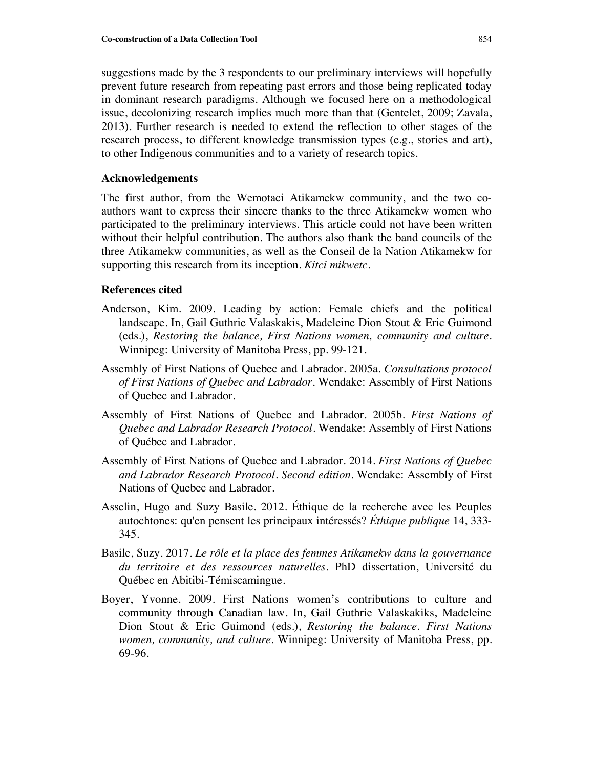suggestions made by the 3 respondents to our preliminary interviews will hopefully prevent future research from repeating past errors and those being replicated today in dominant research paradigms. Although we focused here on a methodological issue, decolonizing research implies much more than that (Gentelet, 2009; Zavala, 2013). Further research is needed to extend the reflection to other stages of the research process, to different knowledge transmission types (e.g., stories and art), to other Indigenous communities and to a variety of research topics.

### Acknowledgements

The first author, from the Wemotaci Atikamekw community, and the two co-authors want to express their sincere thanks to the three Atikamekw women who participated to the preliminary interviews. This article could not have been written without their helpful contribution. The authors also thank the band councils of the three Atikamekw communities, as well as the Conseil de la Nation Atikamekw for supporting this research from its inception. *Kitci mikwetc.*

### References cited

Anderson, Kim. 2009. Leading by action: Female chiefs and the political landscape. In, Gail Guthrie Valaskakis, Madeleine Dion Stout & Eric Guimond (eds.), *Restoring the balance, First Nations women, community and culture*. Winnipeg: University of Manitoba Press, pp. 99-121.

Assembly of First Nations of Quebec and Labrador. 2005a. *Consultations protocol of First Nations of Quebec and Labrador*. Wendake: Assembly of First Nations of Quebec and Labrador.

Assembly of First Nations of Quebec and Labrador. 2005b. *First Nations of Quebec and Labrador Research Protocol*. Wendake: Assembly of First Nations of Québec and Labrador.

Assembly of First Nations of Quebec and Labrador. 2014. *First Nations of Quebec and Labrador Research Protocol. Second edition*. Wendake: Assembly of First Nations of Quebec and Labrador.

Asselin, Hugo and Suzy Basile. 2012. Éthique de la recherche avec les Peuples autochtones: qu'en pensent les principaux intéressés? *Éthique publique* 14, 333-345.

Basile, Suzy. 2017. *Le rôle et la place des femmes Atikamekw dans la gouvernance du territoire et des ressources naturelles*. PhD dissertation, Université du Québec en Abitibi-Témiscamingue.

Boyer, Yvonne. 2009. First Nations women's contributions to culture and community through Canadian law. In, Gail Guthrie Valaskakiks, Madeleine Dion Stout & Eric Guimond (eds.), *Restoring the balance. First Nations women, community, and culture*. Winnipeg: University of Manitoba Press, pp. 69-96.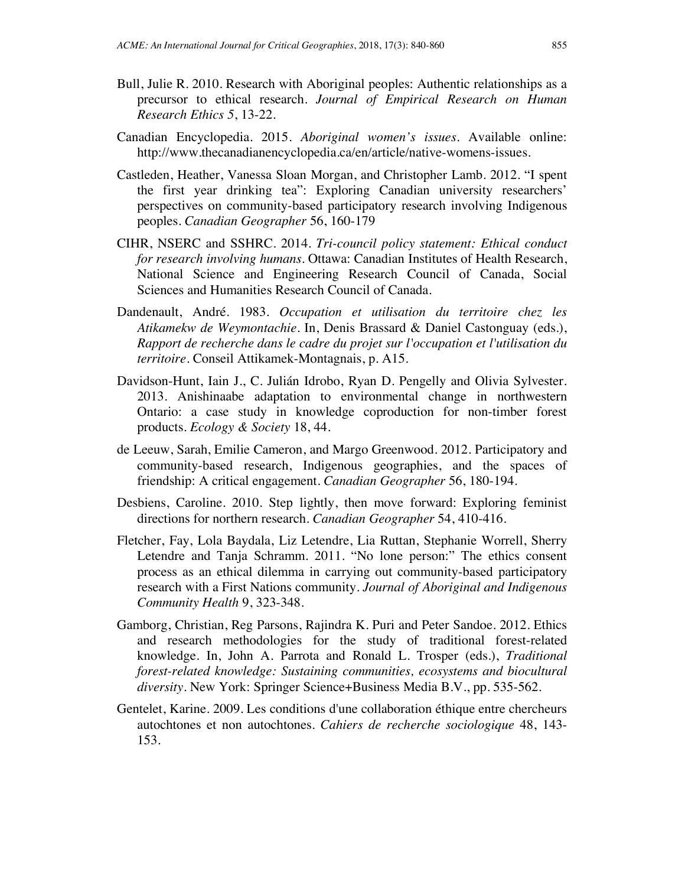Bull, Julie R. 2010. Research with Aboriginal peoples: Authentic relationships as a precursor to ethical research. *Journal of Empirical Research on Human Research Ethics 5*, 13-22.

Canadian Encyclopedia. 2015. *Aboriginal women's issues*. Available online: http://www.thecanadianencyclopedia.ca/en/article/native-womens-issues.

Castleden, Heather, Vanessa Sloan Morgan, and Christopher Lamb. 2012. "I spent the first year drinking tea": Exploring Canadian university researchers' perspectives on community-based participatory research involving Indigenous peoples. *Canadian Geographer* 56, 160-179

CIHR, NSERC and SSHRC. 2014. *Tri-council policy statement: Ethical conduct for research involving humans*. Ottawa: Canadian Institutes of Health Research, National Science and Engineering Research Council of Canada, Social Sciences and Humanities Research Council of Canada.

Dandenault, André. 1983. *Occupation et utilisation du territoire chez les Atikamekw de Weymontachie*. In, Denis Brassard & Daniel Castonguay (eds.), *Rapport de recherche dans le cadre du projet sur l'occupation et l'utilisation du territoire*. Conseil Attikamek-Montagnais, p. A15.

Davidson-Hunt, Iain J., C. Julián Idrobo, Ryan D. Pengelly and Olivia Sylvester. 2013. Anishinaabe adaptation to environmental change in northwestern Ontario: a case study in knowledge coproduction for non-timber forest products. *Ecology & Society* 18, 44.

de Leeuw, Sarah, Emilie Cameron, and Margo Greenwood. 2012. Participatory and community-based research, Indigenous geographies, and the spaces of friendship: A critical engagement. *Canadian Geographer* 56, 180-194.

Desbiens, Caroline. 2010. Step lightly, then move forward: Exploring feminist directions for northern research. *Canadian Geographer* 54, 410-416.

Fletcher, Fay, Lola Baydala, Liz Letendre, Lia Ruttan, Stephanie Worrell, Sherry Letendre and Tanja Schramm. 2011. "No lone person:" The ethics consent process as an ethical dilemma in carrying out community-based participatory research with a First Nations community. *Journal of Aboriginal and Indigenous Community Health* 9, 323-348.

Gamborg, Christian, Reg Parsons, Rajindra K. Puri and Peter Sandoe. 2012. Ethics and research methodologies for the study of traditional forest-related knowledge. In, John A. Parrota and Ronald L. Trosper (eds.), *Traditional forest-related knowledge: Sustaining communities, ecosystems and biocultural diversity*. New York: Springer Science+Business Media B.V., pp. 535-562.

Gentelet, Karine. 2009. Les conditions d'une collaboration éthique entre chercheurs autochtones et non autochtones. *Cahiers de recherche sociologique* 48, 143-153.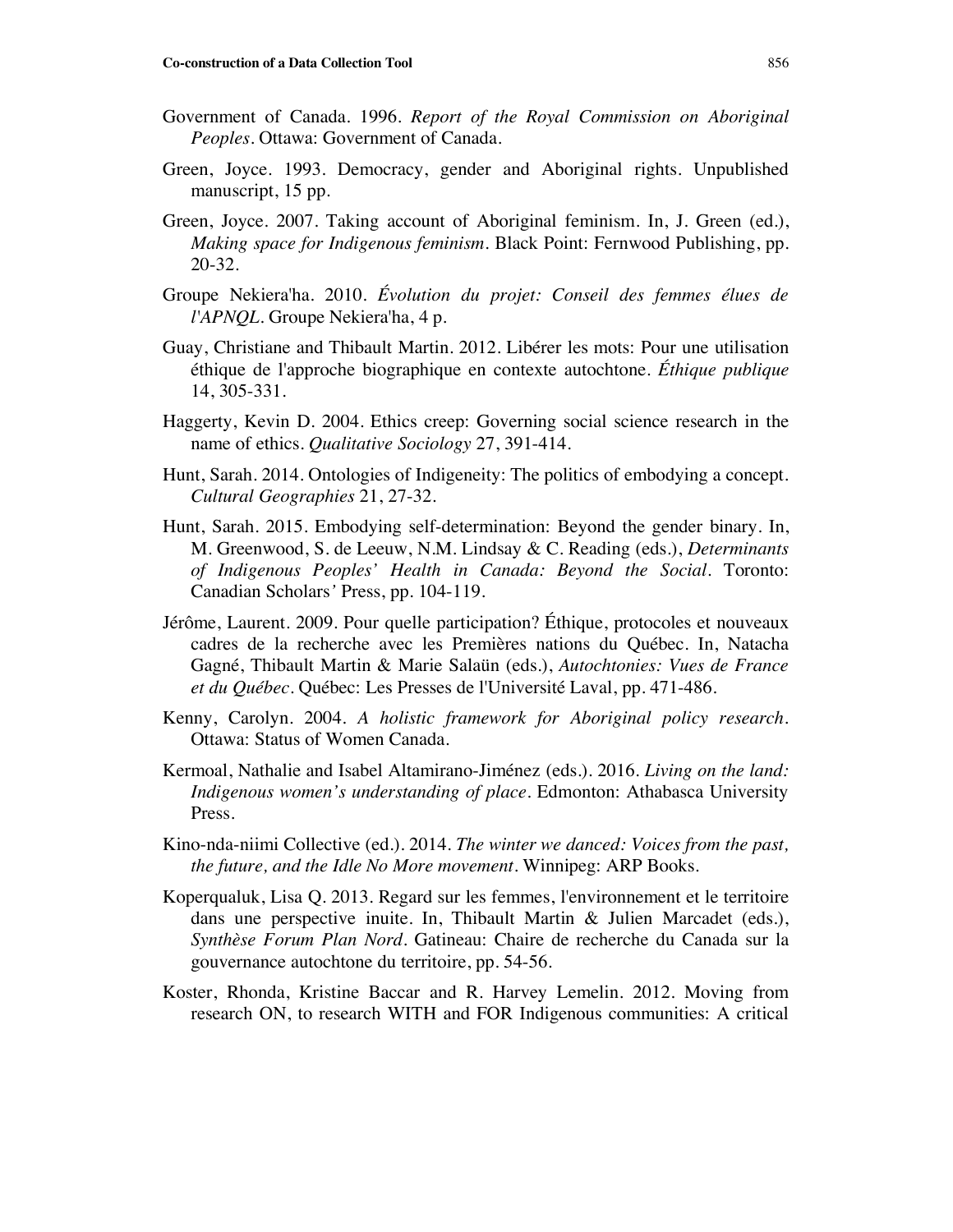Government of Canada. 1996. *Report of the Royal Commission on Aboriginal Peoples*. Ottawa: Government of Canada.

Green, Joyce. 1993. Democracy, gender and Aboriginal rights. Unpublished manuscript, 15 pp.

Green, Joyce. 2007. Taking account of Aboriginal feminism. In, J. Green (ed.), *Making space for Indigenous feminism*. Black Point: Fernwood Publishing, pp. 20-32.

Groupe Nekiera'ha. 2010. *Évolution du projet: Conseil des femmes élues de l'APNQL*. Groupe Nekiera'ha, 4 p.

Guay, Christiane and Thibault Martin. 2012. Libérer les mots: Pour une utilisation éthique de l'approche biographique en contexte autochtone. *Éthique publique* 14, 305-331.

Haggerty, Kevin D. 2004. Ethics creep: Governing social science research in the name of ethics. *Qualitative Sociology* 27, 391-414.

Hunt, Sarah. 2014. Ontologies of Indigeneity: The politics of embodying a concept. *Cultural Geographies* 21, 27-32.

Hunt, Sarah. 2015. Embodying self-determination: Beyond the gender binary. In, M. Greenwood, S. de Leeuw, N.M. Lindsay & C. Reading (eds.), *Determinants of Indigenous Peoples' Health in Canada: Beyond the Social*. Toronto: Canadian Scholars' Press, pp. 104-119.

Jérôme, Laurent. 2009. Pour quelle participation? Éthique, protocoles et nouveaux cadres de la recherche avec les Premières nations du Québec. In, Natacha Gagné, Thibault Martin & Marie Salaün (eds.), *Autochtonies: Vues de France et du Québec*. Québec: Les Presses de l'Université Laval, pp. 471-486.

Kenny, Carolyn. 2004. *A holistic framework for Aboriginal policy research*. Ottawa: Status of Women Canada.

Kermoal, Nathalie and Isabel Altamirano-Jiménez (eds.). 2016. *Living on the land: Indigenous women's understanding of place*. Edmonton: Athabasca University Press.

Kino-nda-niimi Collective (ed.). 2014. *The winter we danced: Voices from the past, the future, and the Idle No More movement*. Winnipeg: ARP Books.

Koperqualuk, Lisa Q. 2013. Regard sur les femmes, l'environnement et le territoire dans une perspective inuite. In, Thibault Martin & Julien Marcadet (eds.), *Synthèse Forum Plan Nord*. Gatineau: Chaire de recherche du Canada sur la gouvernance autochtone du territoire, pp. 54-56.

Koster, Rhonda, Kristine Baccar and R. Harvey Lemelin. 2012. Moving from research ON, to research WITH and FOR Indigenous communities: A critical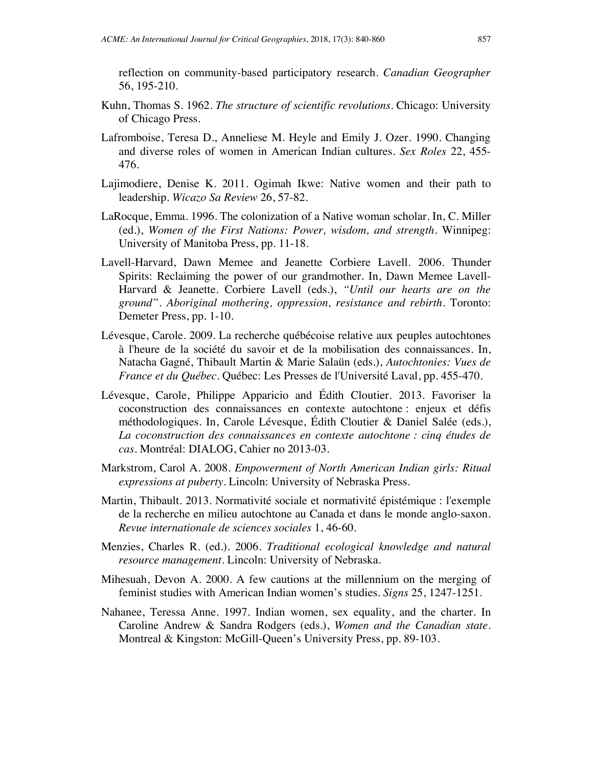reflection on community-based participatory research. *Canadian Geographer* 56, 195-210.

Kuhn, Thomas S. 1962. *The structure of scientific revolutions*. Chicago: University of Chicago Press.

Lafromboise, Teresa D., Anneliese M. Heyle and Emily J. Ozer. 1990. Changing and diverse roles of women in American Indian cultures. *Sex Roles* 22, 455-476.

Lajimodiere, Denise K. 2011. Ogimah Ikwe: Native women and their path to leadership. *Wicazo Sa Review* 26, 57-82.

LaRocque, Emma. 1996. The colonization of a Native woman scholar. In, C. Miller (ed.), *Women of the First Nations: Power, wisdom, and strength*. Winnipeg: University of Manitoba Press, pp. 11-18.

Lavell-Harvard, Dawn Memee and Jeanette Corbiere Lavell. 2006. Thunder Spirits: Reclaiming the power of our grandmother. In, Dawn Memee Lavell-Harvard & Jeanette. Corbiere Lavell (eds.), *"Until our hearts are on the ground". Aboriginal mothering, oppression, resistance and rebirth*. Toronto: Demeter Press, pp. 1-10.

Lévesque, Carole. 2009. La recherche québécoise relative aux peuples autochtones à l'heure de la société du savoir et de la mobilisation des connaissances. In, Natacha Gagné, Thibault Martin & Marie Salaün (eds.), *Autochtonies: Vues de France et du Québec*. Québec: Les Presses de l'Université Laval, pp. 455-470.

Lévesque, Carole, Philippe Apparicio and Édith Cloutier. 2013. Favoriser la coconstruction des connaissances en contexte autochtone : enjeux et défis méthodologiques. In, Carole Lévesque, Édith Cloutier & Daniel Salée (eds.), *La coconstruction des connaissances en contexte autochtone : cinq études de cas*. Montréal: DIALOG, Cahier no 2013-03.

Markstrom, Carol A. 2008. *Empowerment of North American Indian girls: Ritual expressions at puberty*. Lincoln: University of Nebraska Press.

Martin, Thibault. 2013. Normativité sociale et normativité épistémique : l'exemple de la recherche en milieu autochtone au Canada et dans le monde anglo-saxon. *Revue internationale de sciences sociales* 1, 46-60.

Menzies, Charles R. (ed.). 2006. *Traditional ecological knowledge and natural resource management*. Lincoln: University of Nebraska.

Mihesuah, Devon A. 2000. A few cautions at the millennium on the merging of feminist studies with American Indian women's studies. *Signs* 25, 1247-1251.

Nahanee, Teressa Anne. 1997. Indian women, sex equality, and the charter. In Caroline Andrew & Sandra Rodgers (eds.), *Women and the Canadian state*. Montreal & Kingston: McGill-Queen's University Press, pp. 89-103.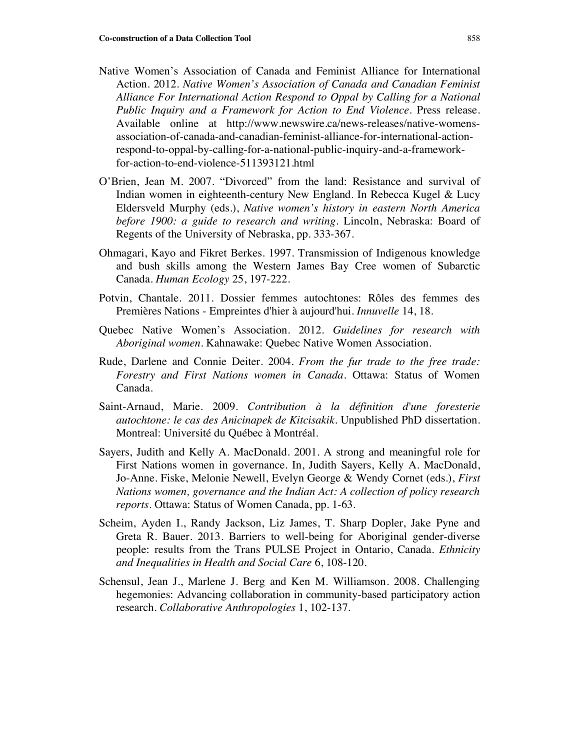Native Women's Association of Canada and Feminist Alliance for International Action. 2012. *Native Women's Association of Canada and Canadian Feminist Alliance For International Action Respond to Oppal by Calling for a National Public Inquiry and a Framework for Action to End Violence*. Press release. Available online at http://www.newswire.ca/news-releases/native-womens-association-of-canada-and-canadian-feminist-alliance-for-international-action-respond-to-oppal-by-calling-for-a-national-public-inquiry-and-a-framework-for-action-to-end-violence-511393121.html

O'Brien, Jean M. 2007. "Divorced" from the land: Resistance and survival of Indian women in eighteenth-century New England. In Rebecca Kugel & Lucy Eldersveld Murphy (eds.), *Native women's history in eastern North America before 1900: a guide to research and writing*. Lincoln, Nebraska: Board of Regents of the University of Nebraska, pp. 333-367.

Ohmagari, Kayo and Fikret Berkes. 1997. Transmission of Indigenous knowledge and bush skills among the Western James Bay Cree women of Subarctic Canada. *Human Ecology* 25, 197-222.

Potvin, Chantale. 2011. Dossier femmes autochtones: Rôles des femmes des Premières Nations - Empreintes d'hier à aujourd'hui. *Innuvelle* 14, 18.

Quebec Native Women's Association. 2012. *Guidelines for research with Aboriginal women*. Kahnawake: Quebec Native Women Association.

Rude, Darlene and Connie Deiter. 2004. *From the fur trade to the free trade: Forestry and First Nations women in Canada*. Ottawa: Status of Women Canada.

Saint-Arnaud, Marie. 2009. *Contribution à la définition d'une foresterie autochtone: le cas des Anicinapek de Kitcisakik*. Unpublished PhD dissertation. Montreal: Université du Québec à Montréal.

Sayers, Judith and Kelly A. MacDonald. 2001. A strong and meaningful role for First Nations women in governance. In, Judith Sayers, Kelly A. MacDonald, Jo-Anne. Fiske, Melonie Newell, Evelyn George & Wendy Cornet (eds.), *First Nations women, governance and the Indian Act: A collection of policy research reports*. Ottawa: Status of Women Canada, pp. 1-63.

Scheim, Ayden I., Randy Jackson, Liz James, T. Sharp Dopler, Jake Pyne and Greta R. Bauer. 2013. Barriers to well-being for Aboriginal gender-diverse people: results from the Trans PULSE Project in Ontario, Canada. *Ethnicity and Inequalities in Health and Social Care* 6, 108-120.

Schensul, Jean J., Marlene J. Berg and Ken M. Williamson. 2008. Challenging hegemonies: Advancing collaboration in community-based participatory action research. *Collaborative Anthropologies* 1, 102-137.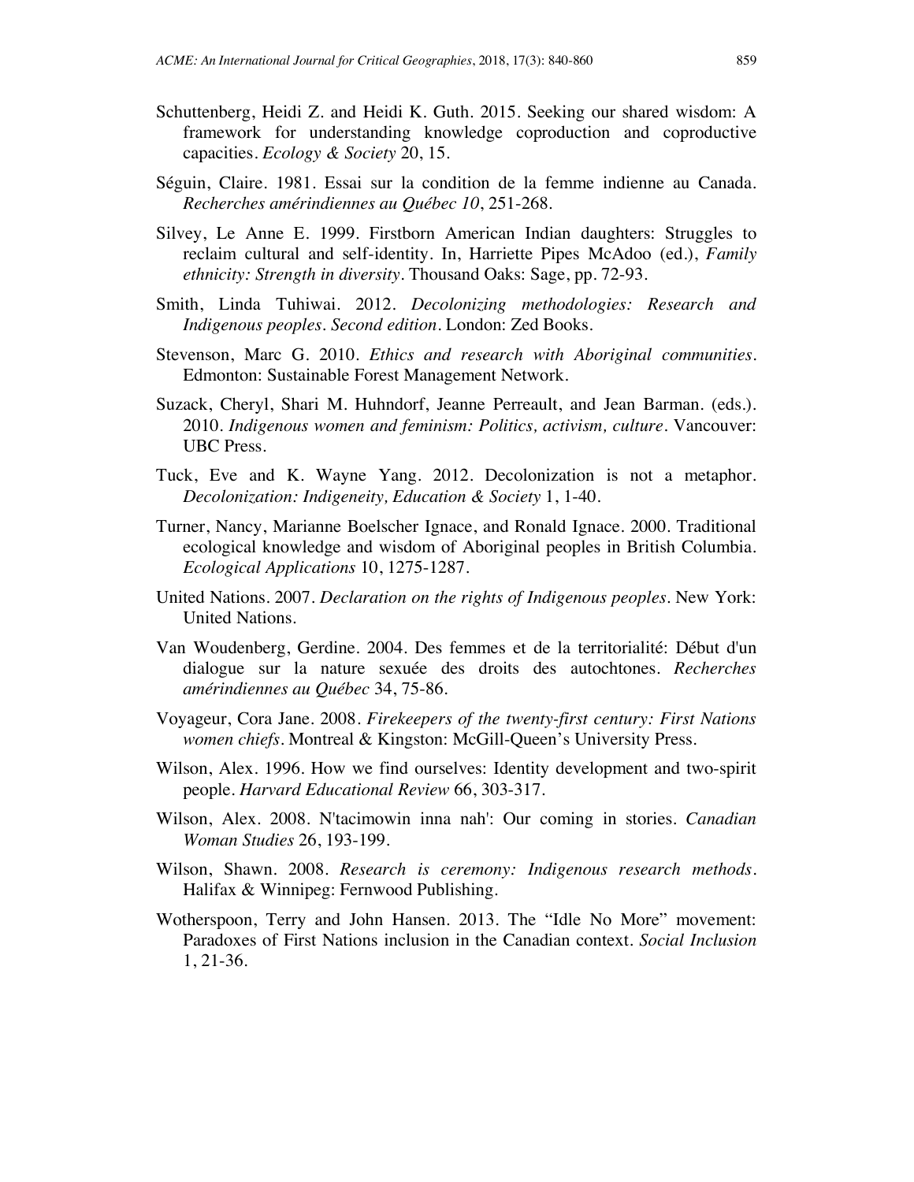Schuttenberg, Heidi Z. and Heidi K. Guth. 2015. Seeking our shared wisdom: A framework for understanding knowledge coproduction and coproductive capacities. *Ecology & Society* 20, 15.

Séguin, Claire. 1981. Essai sur la condition de la femme indienne au Canada. *Recherches amérindiennes au Québec 10*, 251-268.

Silvey, Le Anne E. 1999. Firstborn American Indian daughters: Struggles to reclaim cultural and self-identity. In, Harriette Pipes McAdoo (ed.), *Family ethnicity: Strength in diversity*. Thousand Oaks: Sage, pp. 72-93.

Smith, Linda Tuhiwai. 2012. *Decolonizing methodologies: Research and Indigenous peoples. Second edition*. London: Zed Books.

Stevenson, Marc G. 2010. *Ethics and research with Aboriginal communities*. Edmonton: Sustainable Forest Management Network.

Suzack, Cheryl, Shari M. Huhndorf, Jeanne Perreault, and Jean Barman. (eds.). 2010. *Indigenous women and feminism: Politics, activism, culture*. Vancouver: UBC Press.

Tuck, Eve and K. Wayne Yang. 2012. Decolonization is not a metaphor. *Decolonization: Indigeneity, Education & Society* 1, 1-40.

Turner, Nancy, Marianne Boelscher Ignace, and Ronald Ignace. 2000. Traditional ecological knowledge and wisdom of Aboriginal peoples in British Columbia. *Ecological Applications* 10, 1275-1287.

United Nations. 2007. *Declaration on the rights of Indigenous peoples*. New York: United Nations.

Van Woudenberg, Gerdine. 2004. Des femmes et de la territorialité: Début d'un dialogue sur la nature sexuée des droits des autochtones. *Recherches amérindiennes au Québec* 34, 75-86.

Voyageur, Cora Jane. 2008. *Firekeepers of the twenty-first century: First Nations women chiefs*. Montreal & Kingston: McGill-Queen's University Press.

Wilson, Alex. 1996. How we find ourselves: Identity development and two-spirit people. *Harvard Educational Review* 66, 303-317.

Wilson, Alex. 2008. N'tacimowin inna nah': Our coming in stories. *Canadian Woman Studies* 26, 193-199.

Wilson, Shawn. 2008. *Research is ceremony: Indigenous research methods*. Halifax & Winnipeg: Fernwood Publishing.

Wotherspoon, Terry and John Hansen. 2013. The "Idle No More" movement: Paradoxes of First Nations inclusion in the Canadian context. *Social Inclusion* 1, 21-36.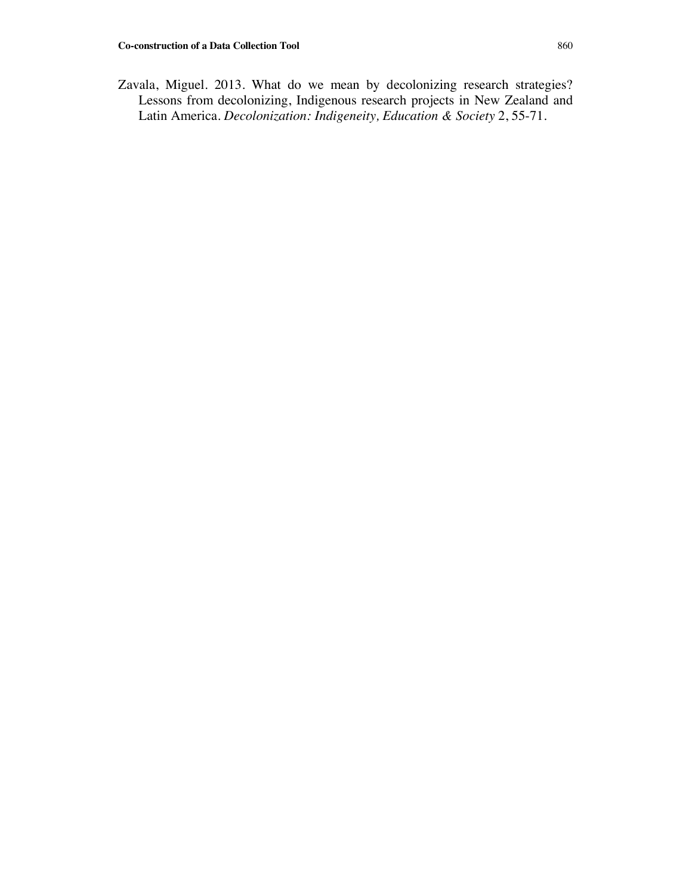Zavala, Miguel. 2013. What do we mean by decolonizing research strategies? Lessons from decolonizing, Indigenous research projects in New Zealand and Latin America. *Decolonization: Indigeneity, Education & Society* 2, 55-71.